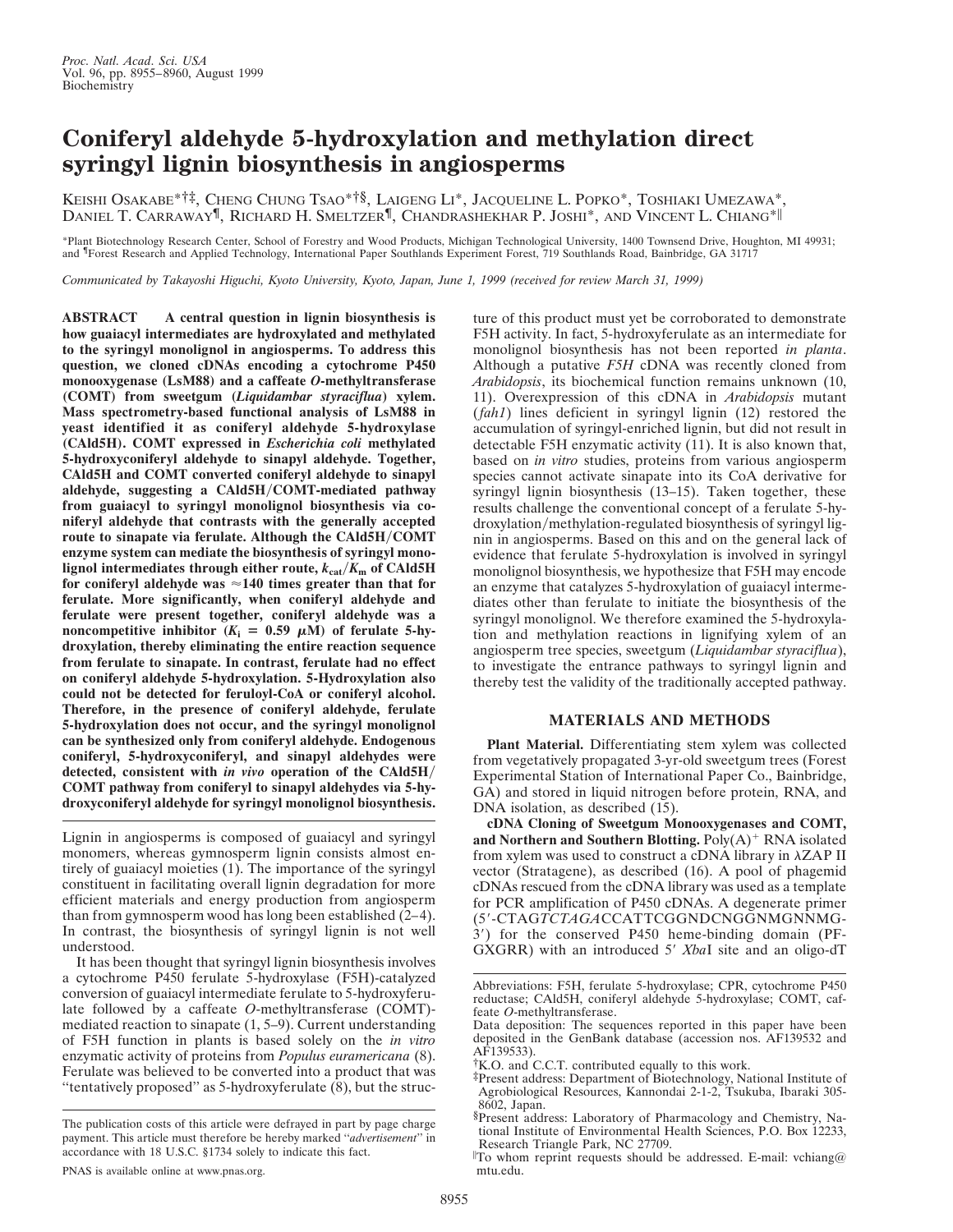# Coniferyl aldehyde 5-hydroxylation and methylation direct syringyl lignin biosynthesis in angiosperms

Keishi Osakabe*[†‡], Cheng Chung Tsao*[†§], Laigeng Li*, Jacqueline L. Popko*, Toshiaki Umezawa*, Daniel T. Carraway[¶], Richard H. Smeltzer[¶], Chandrashekhar P. Joshi*, and Vincent L. Chiang*[‖]

*Plant Biotechnology Research Center, School of Forestry and Wood Products, Michigan Technological University, 1400 Townsend Drive, Houghton, MI 49931; and [¶]Forest Research and Applied Technology, International Paper Southlands Experiment Forest, 719 Southlands Road, Bainbridge, GA 31717

*Communicated by Takayoshi Higuchi, Kyoto University, Kyoto, Japan, June 1, 1999 (received for review March 31, 1999)*

**ABSTRACT A central question in lignin biosynthesis is how guaiacyl intermediates are hydroxylated and methylated to the syringyl monolignol in angiosperms. To address this question, we cloned cDNAs encoding a cytochrome P450 monooxygenase (LsM88) and a caffeate *O*-methyltransferase (COMT) from sweetgum (*Liquidambar styraciflua*) xylem. Mass spectrometry-based functional analysis of LsM88 in yeast identified it as coniferyl aldehyde 5-hydroxylase (CAld5H). COMT expressed in *Escherichia coli* methylated 5-hydroxyconiferyl aldehyde to sinapyl aldehyde. Together, CAld5H and COMT converted coniferyl aldehyde to sinapyl aldehyde, suggesting a CAld5H/COMT-mediated pathway from guaiacyl to syringyl monolignol biosynthesis via coniferyl aldehyde that contrasts with the generally accepted route to sinapate via ferulate. Although the CAld5H/COMT enzyme system can mediate the biosynthesis of syringyl monolignol intermediates through either route, $k_{cat}/K_m$ of CAld5H for coniferyl aldehyde was ≈140 times greater than that for ferulate. More significantly, when coniferyl aldehyde and ferulate were present together, coniferyl aldehyde was a noncompetitive inhibitor ($K_i$ = 0.59 μM) of ferulate 5-hydroxylation, thereby eliminating the entire reaction sequence from ferulate to sinapate. In contrast, ferulate had no effect on coniferyl aldehyde 5-hydroxylation. 5-Hydroxylation also could not be detected for feruloyl-CoA or coniferyl alcohol. Therefore, in the presence of coniferyl aldehyde, ferulate 5-hydroxylation does not occur, and the syringyl monolignol can be synthesized only from coniferyl aldehyde. Endogenous coniferyl, 5-hydroxyconiferyl, and sinapyl aldehydes were detected, consistent with *in vivo* operation of the CAld5H/COMT pathway from coniferyl to sinapyl aldehydes via 5-hydroxyconiferyl aldehyde for syringyl monolignol biosynthesis.**

Lignin in angiosperms is composed of guaiacyl and syringyl monomers, whereas gymnosperm lignin consists almost entirely of guaiacyl moieties (1). The importance of the syringyl constituent in facilitating overall lignin degradation for more efficient materials and energy production from angiosperm than from gymnosperm wood has long been established (2–4). In contrast, the biosynthesis of syringyl lignin is not well understood.

It has been thought that syringyl lignin biosynthesis involves a cytochrome P450 ferulate 5-hydroxylase (F5H)-catalyzed conversion of guaiacyl intermediate ferulate to 5-hydroxyferulate followed by a caffeate *O*-methyltransferase (COMT)-mediated reaction to sinapate (1, 5–9). Current understanding of F5H function in plants is based solely on the *in vitro* enzymatic activity of proteins from *Populus euramericana* (8). Ferulate was believed to be converted into a product that was "tentatively proposed" as 5-hydroxyferulate (8), but the structure of this product must yet be corroborated to demonstrate F5H activity. In fact, 5-hydroxyferulate as an intermediate for monolignol biosynthesis has not been reported *in planta*. Although a putative *F5H* cDNA was recently cloned from *Arabidopsis*, its biochemical function remains unknown (10, 11). Overexpression of this cDNA in *Arabidopsis* mutant (*fah1*) lines deficient in syringyl lignin (12) restored the accumulation of syringyl-enriched lignin, but did not result in detectable F5H enzymatic activity (11). It is also known that, based on *in vitro* studies, proteins from various angiosperm species cannot activate sinapate into its CoA derivative for syringyl lignin biosynthesis (13–15). Taken together, these results challenge the conventional concept of a ferulate 5-hydroxylation/methylation-regulated biosynthesis of syringyl lignin in angiosperms. Based on this and on the general lack of evidence that ferulate 5-hydroxylation is involved in syringyl monolignol biosynthesis, we hypothesize that F5H may encode an enzyme that catalyzes 5-hydroxylation of guaiacyl intermediates other than ferulate to initiate the biosynthesis of the syringyl monolignol. We therefore examined the 5-hydroxylation and methylation reactions in lignifying xylem of an angiosperm tree species, sweetgum (*Liquidambar styraciflua*), to investigate the entrance pathways to syringyl lignin and thereby test the validity of the traditionally accepted pathway.

## MATERIALS AND METHODS

**Plant Material.** Differentiating stem xylem was collected from vegetatively propagated 3-yr-old sweetgum trees (Forest Experimental Station of International Paper Co., Bainbridge, GA) and stored in liquid nitrogen before protein, RNA, and DNA isolation, as described (15).

**cDNA Cloning of Sweetgum Monooxygenases and COMT, and Northern and Southern Blotting.** Poly(A)$^+$ RNA isolated from xylem was used to construct a cDNA library in λZAP II vector (Stratagene), as described (16). A pool of phagemid cDNAs rescued from the cDNA library was used as a template for PCR amplification of P450 cDNAs. A degenerate primer (5′-CTAG*TCTAGA*CCATTCGGNDCNGGNMGNNMG-3′) for the conserved P450 heme-binding domain (PFGXGRR) with an introduced 5′ *Xba*I site and an oligo-dT

---

The publication costs of this article were defrayed in part by page charge payment. This article must therefore be hereby marked "*advertisement*" in accordance with 18 U.S.C. §1734 solely to indicate this fact.

PNAS is available online at www.pnas.org.

Abbreviations: F5H, ferulate 5-hydroxylase; CPR, cytochrome P450 reductase; CAld5H, coniferyl aldehyde 5-hydroxylase; COMT, caffeate *O*-methyltransferase.

Data deposition: The sequences reported in this paper have been deposited in the GenBank database (accession nos. AF139532 and AF139533).

[†]K.O. and C.C.T. contributed equally to this work.

[‡]Present address: Department of Biotechnology, National Institute of Agrobiological Resources, Kannondai 2-1-2, Tsukuba, Ibaraki 305-8602, Japan.

[§]Present address: Laboratory of Pharmacology and Chemistry, National Institute of Environmental Health Sciences, P.O. Box 12233, Research Triangle Park, NC 27709.

[‖]To whom reprint requests should be addressed. E-mail: vchiang@mtu.edu.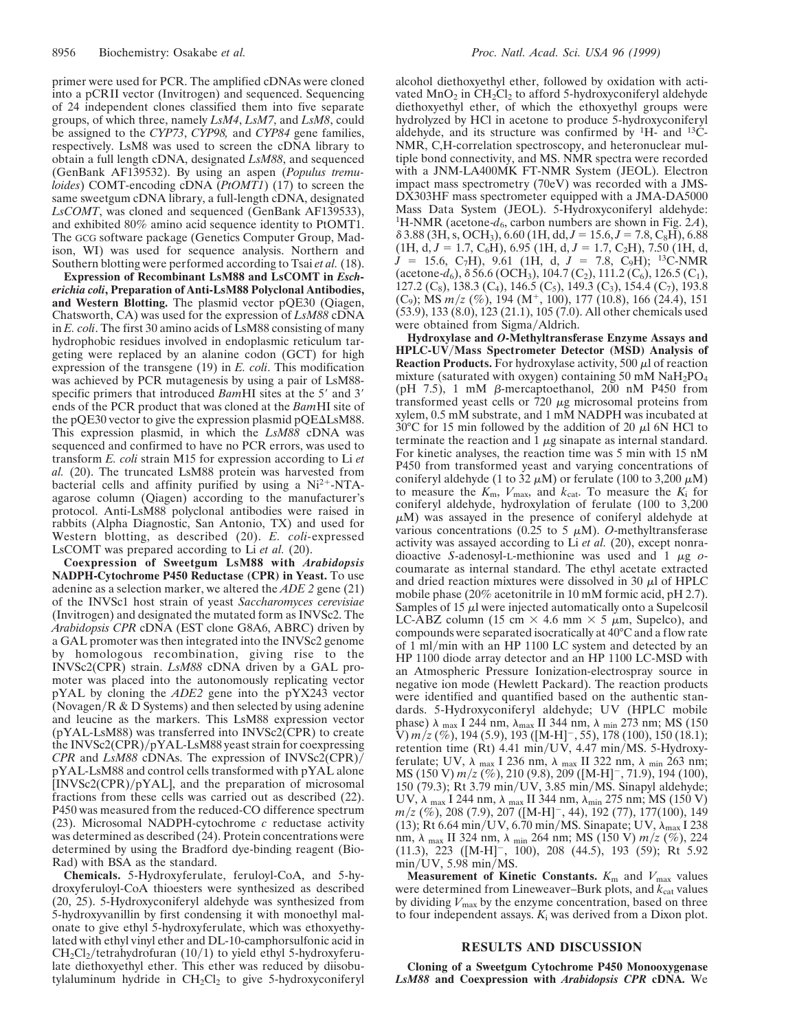primer were used for PCR. The amplified cDNAs were cloned into a pCRII vector (Invitrogen) and sequenced. Sequencing of 24 independent clones classified them into five separate groups, of which three, namely *LsM4*, *LsM7*, and *LsM8*, could be assigned to the *CYP73*, *CYP98,* and *CYP84* gene families, respectively. LsM8 was used to screen the cDNA library to obtain a full length cDNA, designated *LsM88*, and sequenced (GenBank AF139532). By using an aspen (*Populus tremuloides*) COMT-encoding cDNA (*PtOMT1*) (17) to screen the same sweetgum cDNA library, a full-length cDNA, designated *LsCOMT*, was cloned and sequenced (GenBank AF139533), and exhibited 80% amino acid sequence identity to PtOMT1. The GCG software package (Genetics Computer Group, Madison, WI) was used for sequence analysis. Northern and Southern blotting were performed according to Tsai *et al.* (18).

**Expression of Recombinant LsM88 and LsCOMT in *Escherichia coli*, Preparation of Anti-LsM88 Polyclonal Antibodies, and Western Blotting.** The plasmid vector pQE30 (Qiagen, Chatsworth, CA) was used for the expression of *LsM88* cDNA in *E. coli*. The first 30 amino acids of LsM88 consisting of many hydrophobic residues involved in endoplasmic reticulum targeting were replaced by an alanine codon (GCT) for high expression of the transgene (19) in *E. coli*. This modification was achieved by PCR mutagenesis by using a pair of LsM88-specific primers that introduced *Bam*HI sites at the 5′ and 3′ ends of the PCR product that was cloned at the *Bam*HI site of the pQE30 vector to give the expression plasmid pQEΔLsM88. This expression plasmid, in which the *LsM88* cDNA was sequenced and confirmed to have no PCR errors, was used to transform *E. coli* strain M15 for expression according to Li *et al.* (20). The truncated LsM88 protein was harvested from bacterial cells and affinity purified by using a $Ni^{2+}$-NTA-agarose column (Qiagen) according to the manufacturer's protocol. Anti-LsM88 polyclonal antibodies were raised in rabbits (Alpha Diagnostic, San Antonio, TX) and used for Western blotting, as described (20). *E. coli*-expressed LsCOMT was prepared according to Li *et al.* (20).

**Coexpression of Sweetgum LsM88 with *Arabidopsis* NADPH-Cytochrome P450 Reductase (CPR) in Yeast.** To use adenine as a selection marker, we altered the *ADE 2* gene (21) of the INVSc1 host strain of yeast *Saccharomyces cerevisiae* (Invitrogen) and designated the mutated form as INVSc2. The *Arabidopsis CPR* cDNA (EST clone G8A6, ABRC) driven by a GAL promoter was then integrated into the INVSc2 genome by homologous recombination, giving rise to the INVSc2(CPR) strain. *LsM88* cDNA driven by a GAL promoter was placed into the autonomously replicating vector pYAL by cloning the *ADE2* gene into the pYX243 vector (Novagen/R & D Systems) and then selected by using adenine and leucine as the markers. This LsM88 expression vector (pYAL-LsM88) was transferred into INVSc2(CPR) to create the INVSc2(CPR)/pYAL-LsM88 yeast strain for coexpressing *CPR* and *LsM88* cDNAs. The expression of INVSc2(CPR)/pYAL-LsM88 and control cells transformed with pYAL alone [INVSc2(CPR)/pYAL], and the preparation of microsomal fractions from these cells was carried out as described (22). P450 was measured from the reduced-CO difference spectrum (23). Microsomal NADPH-cytochrome *c* reductase activity was determined as described (24). Protein concentrations were determined by using the Bradford dye-binding reagent (Bio-Rad) with BSA as the standard.

**Chemicals.** 5-Hydroxyferulate, feruloyl-CoA, and 5-hydroxyferuloyl-CoA thioesters were synthesized as described (20, 25). 5-Hydroxyconiferyl aldehyde was synthesized from 5-hydroxyvanillin by first condensing it with monoethyl malonate to give ethyl 5-hydroxyferulate, which was ethoxyethylated with ethyl vinyl ether and DL-10-camphorsulfonic acid in $CH_2Cl_2$/tetrahydrofuran (10/1) to yield ethyl 5-hydroxyferulate diethoxyethyl ether. This ether was reduced by diisobutylaluminum hydride in $CH_2Cl_2$ to give 5-hydroxyconiferyl alcohol diethoxyethyl ether, followed by oxidation with activated $MnO_2$ in $CH_2Cl_2$ to afford 5-hydroxyconiferyl aldehyde diethoxyethyl ether, of which the ethoxyethyl groups were hydrolyzed by HCl in acetone to produce 5-hydroxyconiferyl aldehyde, and its structure was confirmed by $^1H$- and $^{13}C$-NMR, C,H-correlation spectroscopy, and heteronuclear multiple bond connectivity, and MS. NMR spectra were recorded with a JNM-LA400MK FT-NMR System (JEOL). Electron impact mass spectrometry (70eV) was recorded with a JMS-DX303HF mass spectrometer equipped with a JMA-DA5000 Mass Data System (JEOL). 5-Hydroxyconiferyl aldehyde: $^1H$-NMR (acetone-$d_6$, carbon numbers are shown in Fig. 2*A*), δ 3.88 (3H, s, $OCH_3$), 6.60 (1H, dd, $J$ = 15.6, $J$ = 7.8, $C_8H$), 6.88 (1H, d, $J$ = 1.7, $C_6H$), 6.95 (1H, d, $J$ = 1.7, $C_2H$), 7.50 (1H, d, $J$ = 15.6, $C_7H$), 9.61 (1H, d, $J$ = 7.8, $C_9H$); $^{13}C$-NMR (acetone-$d_6$), δ 56.6 ($OCH_3$), 104.7 ($C_2$), 111.2 ($C_6$), 126.5 ($C_1$), 127.2 ($C_8$), 138.3 ($C_4$), 146.5 ($C_5$), 149.3 ($C_3$), 154.4 ($C_7$), 193.8 ($C_9$); MS $m/z$ (%), 194 ($M^+$, 100), 177 (10.8), 166 (24.4), 151 (53.9), 133 (8.0), 123 (21.1), 105 (7.0). All other chemicals used were obtained from Sigma/Aldrich.

**Hydroxylase and *O*-Methyltransferase Enzyme Assays and HPLC-UV/Mass Spectrometer Detector (MSD) Analysis of Reaction Products.** For hydroxylase activity, 500 μl of reaction mixture (saturated with oxygen) containing 50 mM $NaH_2PO_4$ (pH 7.5), 1 mM β-mercaptoethanol, 200 nM P450 from transformed yeast cells or 720 μg microsomal proteins from xylem, 0.5 mM substrate, and 1 mM NADPH was incubated at 30°C for 15 min followed by the addition of 20 μl 6N HCl to terminate the reaction and 1 μg sinapate as internal standard. For kinetic analyses, the reaction time was 5 min with 15 nM P450 from transformed yeast and varying concentrations of coniferyl aldehyde (1 to 32 μM) or ferulate (100 to 3,200 μM) to measure the $K_m$, $V_{max}$, and $k_{cat}$. To measure the $K_i$ for coniferyl aldehyde, hydroxylation of ferulate (100 to 3,200 μM) was assayed in the presence of coniferyl aldehyde at various concentrations (0.25 to 5 μM). *O*-methyltransferase activity was assayed according to Li *et al.* (20), except nonradioactive *S*-adenosyl-L-methionine was used and 1 μg *o*-coumarate as internal standard. The ethyl acetate extracted and dried reaction mixtures were dissolved in 30 μl of HPLC mobile phase (20% acetonitrile in 10 mM formic acid, pH 2.7). Samples of 15 μl were injected automatically onto a Supelcosil LC-ABZ column (15 cm × 4.6 mm × 5 μm, Supelco), and compounds were separated isocratically at 40°C and a flow rate of 1 ml/min with an HP 1100 LC system and detected by an HP 1100 diode array detector and an HP 1100 LC-MSD with an Atmospheric Pressure Ionization-electrospray source in negative ion mode (Hewlett Packard). The reaction products were identified and quantified based on the authentic standards. 5-Hydroxyconiferyl aldehyde; UV (HPLC mobile phase) $\lambda_{max}$ I 244 nm, $\lambda_{max}$ II 344 nm, $\lambda_{min}$ 273 nm; MS (150 V) $m/z$ (%), 194 (5.9), 193 ([M-H]$^-$, 55), 178 (100), 150 (18.1); retention time (Rt) 4.41 min/UV, 4.47 min/MS. 5-Hydroxyferulate; UV, $\lambda_{max}$ I 236 nm, $\lambda_{max}$ II 322 nm, $\lambda_{min}$ 263 nm; MS (150 V) $m/z$ (%), 210 (9.8), 209 ([M-H]$^-$, 71.9), 194 (100), 150 (79.3); Rt 3.79 min/UV, 3.85 min/MS. Sinapyl aldehyde; UV, $\lambda_{max}$ I 244 nm, $\lambda_{max}$ II 344 nm, $\lambda_{min}$ 275 nm; MS (150 V) $m/z$ (%), 208 (7.9), 207 ([M-H]$^-$, 44), 192 (77), 177(100), 149 (13); Rt 6.64 min/UV, 6.70 min/MS. Sinapate; UV, $\lambda_{max}$ I 238 nm, $\lambda_{max}$ II 324 nm, $\lambda_{min}$ 264 nm; MS (150 V) $m/z$ (%), 224 (11.3), 223 ([M-H]$^-$, 100), 208 (44.5), 193 (59); Rt 5.92 min/UV, 5.98 min/MS.

**Measurement of Kinetic Constants.** $K_m$ and $V_{max}$ values were determined from Lineweaver–Burk plots, and $k_{cat}$ values by dividing $V_{max}$ by the enzyme concentration, based on three to four independent assays. $K_i$ was derived from a Dixon plot.

## RESULTS AND DISCUSSION

**Cloning of a Sweetgum Cytochrome P450 Monooxygenase *LsM88* and Coexpression with *Arabidopsis CPR* cDNA.** We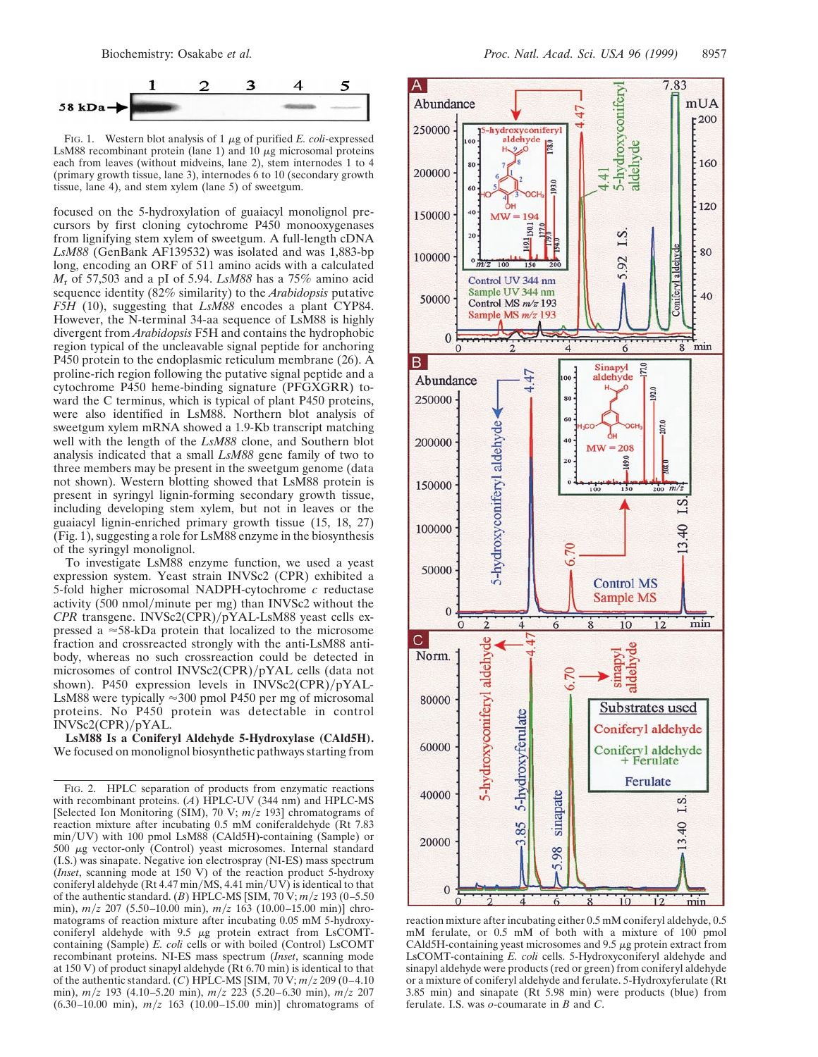FIG. 1. Western blot analysis of 1 μg of purified *E. coli*-expressed LsM88 recombinant protein (lane 1) and 10 μg microsomal proteins each from leaves (without midveins, lane 2), stem internodes 1 to 4 (primary growth tissue, lane 3), internodes 6 to 10 (secondary growth tissue, lane 4), and stem xylem (lane 5) of sweetgum.

focused on the 5-hydroxylation of guaiacyl monolignol precursors by first cloning cytochrome P450 monooxygenases from lignifying stem xylem of sweetgum. A full-length cDNA *LsM88* (GenBank AF139532) was isolated and was 1,883-bp long, encoding an ORF of 511 amino acids with a calculated $M_r$ of 57,503 and a pI of 5.94. *LsM88* has a 75% amino acid sequence identity (82% similarity) to the *Arabidopsis* putative *F5H* (10), suggesting that *LsM88* encodes a plant CYP84. However, the N-terminal 34-aa sequence of LsM88 is highly divergent from *Arabidopsis* F5H and contains the hydrophobic region typical of the uncleavable signal peptide for anchoring P450 protein to the endoplasmic reticulum membrane (26). A proline-rich region following the putative signal peptide and a cytochrome P450 heme-binding signature (PFGXGRR) toward the C terminus, which is typical of plant P450 proteins, were also identified in LsM88. Northern blot analysis of sweetgum xylem mRNA showed a 1.9-Kb transcript matching well with the length of the *LsM88* clone, and Southern blot analysis indicated that a small *LsM88* gene family of two to three members may be present in the sweetgum genome (data not shown). Western blotting showed that LsM88 protein is present in syringyl lignin-forming secondary growth tissue, including developing stem xylem, but not in leaves or the guaiacyl lignin-enriched primary growth tissue (15, 18, 27) (Fig. 1), suggesting a role for LsM88 enzyme in the biosynthesis of the syringyl monolignol.

To investigate LsM88 enzyme function, we used a yeast expression system. Yeast strain INVSc2 (CPR) exhibited a 5-fold higher microsomal NADPH-cytochrome *c* reductase activity (500 nmol/minute per mg) than INVSc2 without the *CPR* transgene. INVSc2(CPR)/pYAL-LsM88 yeast cells expressed a ≈58-kDa protein that localized to the microsome fraction and crossreacted strongly with the anti-LsM88 antibody, whereas no such crossreaction could be detected in microsomes of control INVSc2(CPR)/pYAL cells (data not shown). P450 expression levels in INVSc2(CPR)/pYAL-LsM88 were typically ≈300 pmol P450 per mg of microsomal proteins. No P450 protein was detectable in control INVSc2(CPR)/pYAL.

**LsM88 Is a Coniferyl Aldehyde 5-Hydroxylase (CAld5H).** We focused on monolignol biosynthetic pathways starting from

FIG. 2. HPLC separation of products from enzymatic reactions with recombinant proteins. (*A*) HPLC-UV (344 nm) and HPLC-MS [Selected Ion Monitoring (SIM), 70 V; *m/z* 193] chromatograms of reaction mixture after incubating 0.5 mM coniferaldehyde (Rt 7.83 min/UV) with 100 pmol LsM88 (CAld5H)-containing (Sample) or 500 μg vector-only (Control) yeast microsomes. Internal standard (I.S.) was sinapate. Negative ion electrospray (NI-ES) mass spectrum (*Inset*, scanning mode at 150 V) of the reaction product 5-hydroxy coniferyl aldehyde (Rt 4.47 min/MS, 4.41 min/UV) is identical to that of the authentic standard. (*B*) HPLC-MS [SIM, 70 V; *m/z* 193 (0–5.50 min), *m/z* 207 (5.50–10.00 min), *m/z* 163 (10.00–15.00 min)] chromatograms of reaction mixture after incubating 0.05 mM 5-hydroxyconiferyl aldehyde with 9.5 μg protein extract from LsCOMT-containing (Sample) *E. coli* cells or with boiled (Control) LsCOMT recombinant proteins. NI-ES mass spectrum (*Inset*, scanning mode at 150 V) of product sinapyl aldehyde (Rt 6.70 min) is identical to that of the authentic standard. (*C*) HPLC-MS [SIM, 70 V; *m/z* 209 (0–4.10 min), *m/z* 193 (4.10–5.20 min), *m/z* 223 (5.20–6.30 min), *m/z* 207 (6.30–10.00 min), *m/z* 163 (10.00–15.00 min)] chromatograms of reaction mixture after incubating either 0.5 mM coniferyl aldehyde, 0.5 mM ferulate, or 0.5 mM of both with a mixture of 100 pmol CAld5H-containing yeast microsomes and 9.5 μg protein extract from LsCOMT-containing *E. coli* cells. 5-Hydroxyconiferyl aldehyde and sinapyl aldehyde were products (red or green) from coniferyl aldehyde or a mixture of coniferyl aldehyde and ferulate. 5-Hydroxyferulate (Rt 3.85 min) and sinapate (Rt 5.98 min) were products (blue) from ferulate. I.S. was *o*-coumarate in *B* and *C*.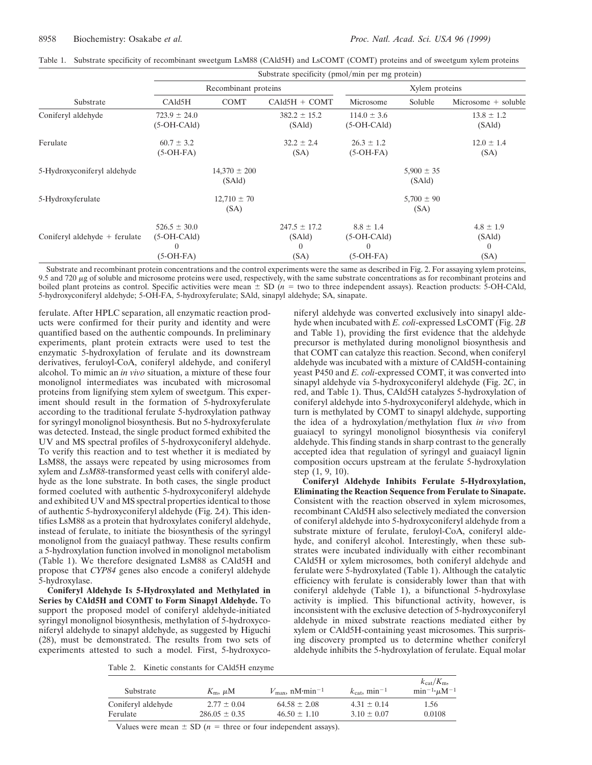Table 1. Substrate specificity of recombinant sweetgum LsM88 (CAld5H) and LsCOMT (COMT) proteins and of sweetgum xylem proteins

| Substrate | Substrate specificity (pmol/min per mg protein) | | | | | |
|---|---|---|---|---|---|---|
| | Recombinant proteins | | | Xylem proteins | | |
| | CAld5H | COMT | CAld5H + COMT | Microsome | Soluble | Microsome + soluble |
| Coniferyl aldehyde | 723.9 ± 24.0 (5-OH-CAld) | | 382.2 ± 15.2 (SAld) | 114.0 ± 3.6 (5-OH-CAld) | | 13.8 ± 1.2 (SAld) |
| Ferulate | 60.7 ± 3.2 (5-OH-FA) | | 32.2 ± 2.4 (SA) | 26.3 ± 1.2 (5-OH-FA) | | 12.0 ± 1.4 (SA) |
| 5-Hydroxyconiferyl aldehyde | | 14,370 ± 200 (SAld) | | | 5,900 ± 35 (SAld) | |
| 5-Hydroxyferulate | | 12,710 ± 70 (SA) | | | 5,700 ± 90 (SA) | |
| Coniferyl aldehyde + ferulate | 526.5 ± 30.0 (5-OH-CAld) 0 (5-OH-FA) | | 247.5 ± 17.2 (SAld) 0 (SA) | 8.8 ± 1.4 (5-OH-CAld) 0 (5-OH-FA) | | 4.8 ± 1.9 (SAld) 0 (SA) |

Substrate and recombinant protein concentrations and the control experiments were the same as described in Fig. 2. For assaying xylem proteins, 9.5 and 720 μg of soluble and microsome proteins were used, respectively, with the same substrate concentrations as for recombinant proteins and boiled plant proteins as control. Specific activities were mean ± SD ($n$ = two to three independent assays). Reaction products: 5-OH-CAld, 5-hydroxyconiferyl aldehyde; 5-OH-FA, 5-hydroxyferulate; SAld, sinapyl aldehyde; SA, sinapate.

ferulate. After HPLC separation, all enzymatic reaction products were confirmed for their purity and identity and were quantified based on the authentic compounds. In preliminary experiments, plant protein extracts were used to test the enzymatic 5-hydroxylation of ferulate and its downstream derivatives, feruloyl-CoA, coniferyl aldehyde, and coniferyl alcohol. To mimic an *in vivo* situation, a mixture of these four monolignol intermediates was incubated with microsomal proteins from lignifying stem xylem of sweetgum. This experiment should result in the formation of 5-hydroxyferulate according to the traditional ferulate 5-hydroxylation pathway for syringyl monolignol biosynthesis. But no 5-hydroxyferulate was detected. Instead, the single product formed exhibited the UV and MS spectral profiles of 5-hydroxyconiferyl aldehyde. To verify this reaction and to test whether it is mediated by LsM88, the assays were repeated by using microsomes from xylem and *LsM88*-transformed yeast cells with coniferyl aldehyde as the lone substrate. In both cases, the single product formed coeluted with authentic 5-hydroxyconiferyl aldehyde and exhibited UV and MS spectral properties identical to those of authentic 5-hydroxyconiferyl aldehyde (Fig. 2*A*). This identifies LsM88 as a protein that hydroxylates coniferyl aldehyde, instead of ferulate, to initiate the biosynthesis of the syringyl monolignol from the guaiacyl pathway. These results confirm a 5-hydroxylation function involved in monolignol metabolism (Table 1). We therefore designated LsM88 as CAld5H and propose that *CYP84* genes also encode a coniferyl aldehyde 5-hydroxylase.

**Coniferyl Aldehyde Is 5-Hydroxylated and Methylated in Series by CAld5H and COMT to Form Sinapyl Aldehyde.** To support the proposed model of coniferyl aldehyde-initiated syringyl monolignol biosynthesis, methylation of 5-hydroxyconiferyl aldehyde to sinapyl aldehyde, as suggested by Higuchi (28), must be demonstrated. The results from two sets of experiments attested to such a model. First, 5-hydroxyconiferyl aldehyde was converted exclusively into sinapyl aldehyde when incubated with *E. coli*-expressed LsCOMT (Fig. 2*B* and Table 1), providing the first evidence that the aldehyde precursor is methylated during monolignol biosynthesis and that COMT can catalyze this reaction. Second, when coniferyl aldehyde was incubated with a mixture of CAld5H-containing yeast P450 and *E. coli*-expressed COMT, it was converted into sinapyl aldehyde via 5-hydroxyconiferyl aldehyde (Fig. 2*C*, in red, and Table 1). Thus, CAld5H catalyzes 5-hydroxylation of coniferyl aldehyde into 5-hydroxyconiferyl aldehyde, which in turn is methylated by COMT to sinapyl aldehyde, supporting the idea of a hydroxylation/methylation flux *in vivo* from guaiacyl to syringyl monolignol biosynthesis via coniferyl aldehyde. This finding stands in sharp contrast to the generally accepted idea that regulation of syringyl and guaiacyl lignin composition occurs upstream at the ferulate 5-hydroxylation step (1, 9, 10).

**Coniferyl Aldehyde Inhibits Ferulate 5-Hydroxylation, Eliminating the Reaction Sequence from Ferulate to Sinapate.** Consistent with the reaction observed in xylem microsomes, recombinant CAld5H also selectively mediated the conversion of coniferyl aldehyde into 5-hydroxyconiferyl aldehyde from a substrate mixture of ferulate, feruloyl-CoA, coniferyl aldehyde, and coniferyl alcohol. Interestingly, when these substrates were incubated individually with either recombinant CAld5H or xylem microsomes, both coniferyl aldehyde and ferulate were 5-hydroxylated (Table 1). Although the catalytic efficiency with ferulate is considerably lower than that with coniferyl aldehyde (Table 1), a bifunctional 5-hydroxylase activity is implied. This bifunctional activity, however, is inconsistent with the exclusive detection of 5-hydroxyconiferyl aldehyde in mixed substrate reactions mediated either by xylem or CAld5H-containing yeast microsomes. This surprising discovery prompted us to determine whether coniferyl aldehyde inhibits the 5-hydroxylation of ferulate. Equal molar

Table 2. Kinetic constants for CAld5H enzyme

| Substrate | $K_m$, μM | $V_{max}$, nM·min$^{-1}$ | $k_{cat}$, min$^{-1}$ | $k_{cat}/K_m$, min$^{-1}$·μM$^{-1}$ |
|---|---|---|---|---|
| Coniferyl aldehyde | 2.77 ± 0.04 | 64.58 ± 2.08 | 4.31 ± 0.14 | 1.56 |
| Ferulate | 286.05 ± 0.35 | 46.50 ± 1.10 | 3.10 ± 0.07 | 0.0108 |

Values were mean ± SD ($n$ = three or four independent assays).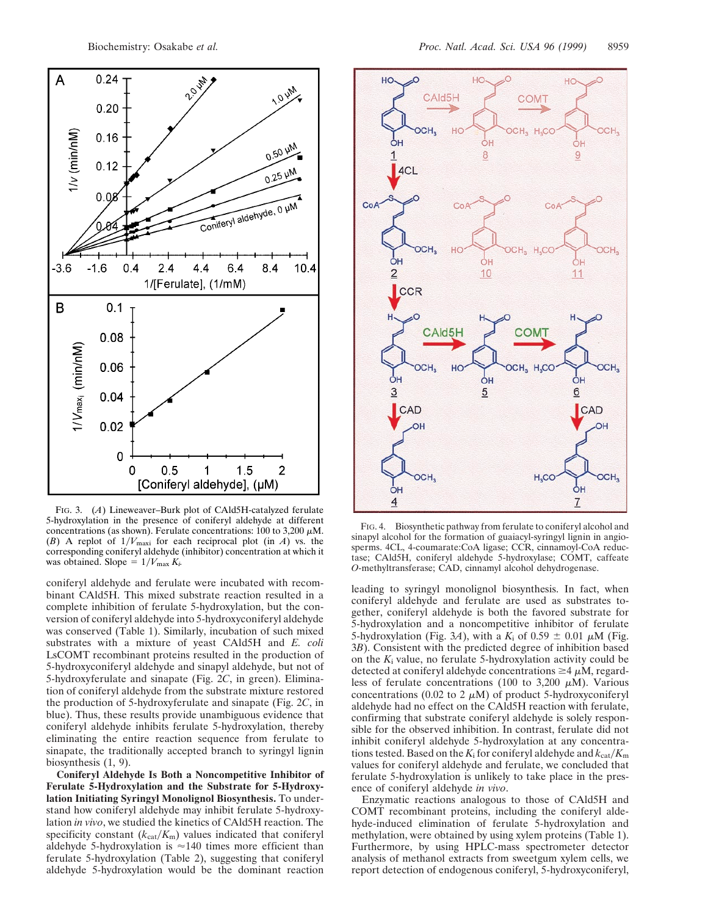FIG. 3. (*A*) Lineweaver–Burk plot of CAld5H-catalyzed ferulate 5-hydroxylation in the presence of coniferyl aldehyde at different concentrations (as shown). Ferulate concentrations: 100 to 3,200 $\mu$M. (*B*) A replot of $1/V_{\mathrm{maxi}}$ for each reciprocal plot (in *A*) vs. the corresponding coniferyl aldehyde (inhibitor) concentration at which it was obtained. Slope = $1/V_{\mathrm{max}} K_i$.

coniferyl aldehyde and ferulate were incubated with recombinant CAld5H. This mixed substrate reaction resulted in a complete inhibition of ferulate 5-hydroxylation, but the conversion of coniferyl aldehyde into 5-hydroxyconiferyl aldehyde was conserved (Table 1). Similarly, incubation of such mixed substrates with a mixture of yeast CAld5H and *E. coli* LsCOMT recombinant proteins resulted in the production of 5-hydroxyconiferyl aldehyde and sinapyl aldehyde, but not of 5-hydroxyferulate and sinapate (Fig. 2*C*, in green). Elimination of coniferyl aldehyde from the substrate mixture restored the production of 5-hydroxyferulate and sinapate (Fig. 2*C*, in blue). Thus, these results provide unambiguous evidence that coniferyl aldehyde inhibits ferulate 5-hydroxylation, thereby eliminating the entire reaction sequence from ferulate to sinapate, the traditionally accepted branch to syringyl lignin biosynthesis (1, 9).

**Coniferyl Aldehyde Is Both a Noncompetitive Inhibitor of Ferulate 5-Hydroxylation and the Substrate for 5-Hydroxylation Initiating Syringyl Monolignol Biosynthesis.** To understand how coniferyl aldehyde may inhibit ferulate 5-hydroxylation *in vivo*, we studied the kinetics of CAld5H reaction. The specificity constant ($k_{\mathrm{cat}}/K_{\mathrm{m}}$) values indicated that coniferyl aldehyde 5-hydroxylation is ≈140 times more efficient than ferulate 5-hydroxylation (Table 2), suggesting that coniferyl aldehyde 5-hydroxylation would be the dominant reaction leading to syringyl monolignol biosynthesis. In fact, when coniferyl aldehyde and ferulate are used as substrates together, coniferyl aldehyde is both the favored substrate for 5-hydroxylation and a noncompetitive inhibitor of ferulate 5-hydroxylation (Fig. 3*A*), with a $K_i$ of 0.59 ± 0.01 $\mu$M (Fig. 3*B*). Consistent with the predicted degree of inhibition based on the $K_i$ value, no ferulate 5-hydroxylation activity could be detected at coniferyl aldehyde concentrations ≥4 $\mu$M, regardless of ferulate concentrations (100 to 3,200 $\mu$M). Various concentrations (0.02 to 2 $\mu$M) of product 5-hydroxyconiferyl aldehyde had no effect on the CAld5H reaction with ferulate, confirming that substrate coniferyl aldehyde is solely responsible for the observed inhibition. In contrast, ferulate did not inhibit coniferyl aldehyde 5-hydroxylation at any concentrations tested. Based on the $K_i$ for coniferyl aldehyde and $k_{\mathrm{cat}}/K_{\mathrm{m}}$ values for coniferyl aldehyde and ferulate, we concluded that ferulate 5-hydroxylation is unlikely to take place in the presence of coniferyl aldehyde *in vivo*.

FIG. 4. Biosynthetic pathway from ferulate to coniferyl alcohol and sinapyl alcohol for the formation of guaiacyl-syringyl lignin in angiosperms. 4CL, 4-coumarate:CoA ligase; CCR, cinnamoyl-CoA reductase; CAld5H, coniferyl aldehyde 5-hydroxylase; COMT, caffeate *O*-methyltransferase; CAD, cinnamyl alcohol dehydrogenase.

Enzymatic reactions analogous to those of CAld5H and COMT recombinant proteins, including the coniferyl aldehyde-induced elimination of ferulate 5-hydroxylation and methylation, were obtained by using xylem proteins (Table 1). Furthermore, by using HPLC-mass spectrometer detector analysis of methanol extracts from sweetgum xylem cells, we report detection of endogenous coniferyl, 5-hydroxyconiferyl,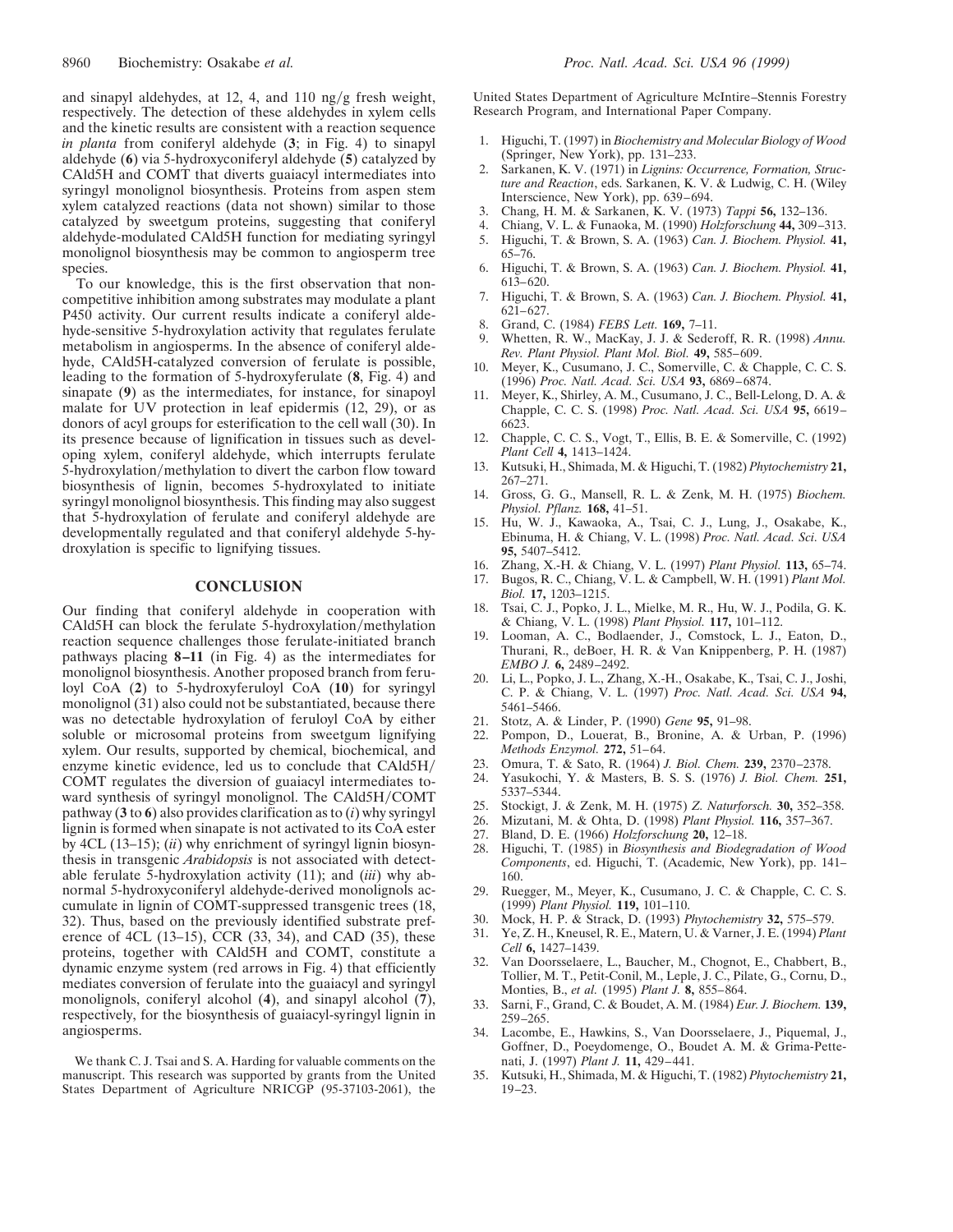and sinapyl aldehydes, at 12, 4, and 110 ng/g fresh weight, respectively. The detection of these aldehydes in xylem cells and the kinetic results are consistent with a reaction sequence *in planta* from coniferyl aldehyde (**3**; in Fig. 4) to sinapyl aldehyde (**6**) via 5-hydroxyconiferyl aldehyde (**5**) catalyzed by CAld5H and COMT that diverts guaiacyl intermediates into syringyl monolignol biosynthesis. Proteins from aspen stem xylem catalyzed reactions (data not shown) similar to those catalyzed by sweetgum proteins, suggesting that coniferyl aldehyde-modulated CAld5H function for mediating syringyl monolignol biosynthesis may be common to angiosperm tree species.

To our knowledge, this is the first observation that noncompetitive inhibition among substrates may modulate a plant P450 activity. Our current results indicate a coniferyl aldehyde-sensitive 5-hydroxylation activity that regulates ferulate metabolism in angiosperms. In the absence of coniferyl aldehyde, CAld5H-catalyzed conversion of ferulate is possible, leading to the formation of 5-hydroxyferulate (**8**, Fig. 4) and sinapate (**9**) as the intermediates, for instance, for sinapoyl malate for UV protection in leaf epidermis (12, 29), or as donors of acyl groups for esterification to the cell wall (30). In its presence because of lignification in tissues such as developing xylem, coniferyl aldehyde, which interrupts ferulate 5-hydroxylation/methylation to divert the carbon flow toward biosynthesis of lignin, becomes 5-hydroxylated to initiate syringyl monolignol biosynthesis. This finding may also suggest that 5-hydroxylation of ferulate and coniferyl aldehyde are developmentally regulated and that coniferyl aldehyde 5-hydroxylation is specific to lignifying tissues.

## CONCLUSION

Our finding that coniferyl aldehyde in cooperation with CAld5H can block the ferulate 5-hydroxylation/methylation reaction sequence challenges those ferulate-initiated branch pathways placing **8–11** (in Fig. 4) as the intermediates for monolignol biosynthesis. Another proposed branch from feruloyl CoA (**2**) to 5-hydroxyferuloyl CoA (**10**) for syringyl monolignol (31) also could not be substantiated, because there was no detectable hydroxylation of feruloyl CoA by either soluble or microsomal proteins from sweetgum lignifying xylem. Our results, supported by chemical, biochemical, and enzyme kinetic evidence, led us to conclude that CAld5H/COMT regulates the diversion of guaiacyl intermediates toward synthesis of syringyl monolignol. The CAld5H/COMT pathway (**3** to **6**) also provides clarification as to (*i*) why syringyl lignin is formed when sinapate is not activated to its CoA ester by 4CL (13–15); (*ii*) why enrichment of syringyl lignin biosynthesis in transgenic *Arabidopsis* is not associated with detectable ferulate 5-hydroxylation activity (11); and (*iii*) why abnormal 5-hydroxyconiferyl aldehyde-derived monolignols accumulate in lignin of COMT-suppressed transgenic trees (18, 32). Thus, based on the previously identified substrate preference of 4CL (13–15), CCR (33, 34), and CAD (35), these proteins, together with CAld5H and COMT, constitute a dynamic enzyme system (red arrows in Fig. 4) that efficiently mediates conversion of ferulate into the guaiacyl and syringyl monolignols, coniferyl alcohol (**4**), and sinapyl alcohol (**7**), respectively, for the biosynthesis of guaiacyl-syringyl lignin in angiosperms.

We thank C. J. Tsai and S. A. Harding for valuable comments on the manuscript. This research was supported by grants from the United States Department of Agriculture NRICGP (95-37103-2061), the United States Department of Agriculture McIntire–Stennis Forestry Research Program, and International Paper Company.

1. Higuchi, T. (1997) in *Biochemistry and Molecular Biology of Wood* (Springer, New York), pp. 131–233.
2. Sarkanen, K. V. (1971) in *Lignins: Occurrence, Formation, Structure and Reaction*, eds. Sarkanen, K. V. & Ludwig, C. H. (Wiley Interscience, New York), pp. 639–694.
3. Chang, H. M. & Sarkanen, K. V. (1973) *Tappi* **56,** 132–136.
4. Chiang, V. L. & Funaoka, M. (1990) *Holzforschung* **44,** 309–313.
5. Higuchi, T. & Brown, S. A. (1963) *Can. J. Biochem. Physiol.* **41,** 65–76.
6. Higuchi, T. & Brown, S. A. (1963) *Can. J. Biochem. Physiol.* **41,** 613–620.
7. Higuchi, T. & Brown, S. A. (1963) *Can. J. Biochem. Physiol.* **41,** 621–627.
8. Grand, C. (1984) *FEBS Lett.* **169,** 7–11.
9. Whetten, R. W., MacKay, J. J. & Sederoff, R. R. (1998) *Annu. Rev. Plant Physiol. Plant Mol. Biol.* **49,** 585–609.
10. Meyer, K., Cusumano, J. C., Somerville, C. & Chapple, C. C. S. (1996) *Proc. Natl. Acad. Sci. USA* **93,** 6869–6874.
11. Meyer, K., Shirley, A. M., Cusumano, J. C., Bell-Lelong, D. A. & Chapple, C. C. S. (1998) *Proc. Natl. Acad. Sci. USA* **95,** 6619–6623.
12. Chapple, C. C. S., Vogt, T., Ellis, B. E. & Somerville, C. (1992) *Plant Cell* **4,** 1413–1424.
13. Kutsuki, H., Shimada, M. & Higuchi, T. (1982) *Phytochemistry* **21,** 267–271.
14. Gross, G. G., Mansell, R. L. & Zenk, M. H. (1975) *Biochem. Physiol. Pflanz.* **168,** 41–51.
15. Hu, W. J., Kawaoka, A., Tsai, C. J., Lung, J., Osakabe, K., Ebinuma, H. & Chiang, V. L. (1998) *Proc. Natl. Acad. Sci. USA* **95,** 5407–5412.
16. Zhang, X.-H. & Chiang, V. L. (1997) *Plant Physiol.* **113,** 65–74.
17. Bugos, R. C., Chiang, V. L. & Campbell, W. H. (1991) *Plant Mol. Biol.* **17,** 1203–1215.
18. Tsai, C. J., Popko, J. L., Mielke, M. R., Hu, W. J., Podila, G. K. & Chiang, V. L. (1998) *Plant Physiol.* **117,** 101–112.
19. Looman, A. C., Bodlaender, J., Comstock, L. J., Eaton, D., Thurani, R., deBoer, H. R. & Van Knippenberg, P. H. (1987) *EMBO J.* **6,** 2489–2492.
20. Li, L., Popko, J. L., Zhang, X.-H., Osakabe, K., Tsai, C. J., Joshi, C. P. & Chiang, V. L. (1997) *Proc. Natl. Acad. Sci. USA* **94,** 5461–5466.
21. Stotz, A. & Linder, P. (1990) *Gene* **95,** 91–98.
22. Pompon, D., Louerat, B., Bronine, A. & Urban, P. (1996) *Methods Enzymol.* **272,** 51–64.
23. Omura, T. & Sato, R. (1964) *J. Biol. Chem.* **239,** 2370–2378.
24. Yasukochi, Y. & Masters, B. S. S. (1976) *J. Biol. Chem.* **251,** 5337–5344.
25. Stockigt, J. & Zenk, M. H. (1975) *Z. Naturforsch.* **30,** 352–358.
26. Mizutani, M. & Ohta, D. (1998) *Plant Physiol.* **116,** 357–367.
27. Bland, D. E. (1966) *Holzforschung* **20,** 12–18.
28. Higuchi, T. (1985) in *Biosynthesis and Biodegradation of Wood Components*, ed. Higuchi, T. (Academic, New York), pp. 141–160.
29. Ruegger, M., Meyer, K., Cusumano, J. C. & Chapple, C. C. S. (1999) *Plant Physiol.* **119,** 101–110.
30. Mock, H. P. & Strack, D. (1993) *Phytochemistry* **32,** 575–579.
31. Ye, Z. H., Kneusel, R. E., Matern, U. & Varner, J. E. (1994) *Plant Cell* **6,** 1427–1439.
32. Van Doorsselaere, L., Baucher, M., Chognot, E., Chabbert, B., Tollier, M. T., Petit-Conil, M., Leple, J. C., Pilate, G., Cornu, D., Monties, B., *et al.* (1995) *Plant J.* **8,** 855–864.
33. Sarni, F., Grand, C. & Boudet, A. M. (1984) *Eur. J. Biochem.* **139,** 259–265.
34. Lacombe, E., Hawkins, S., Van Doorsselaere, J., Piquemal, J., Goffner, D., Poeydomenge, O., Boudet A. M. & Grima-Pettenati, J. (1997) *Plant J.* **11,** 429–441.
35. Kutsuki, H., Shimada, M. & Higuchi, T. (1982) *Phytochemistry* **21,** 19–23.